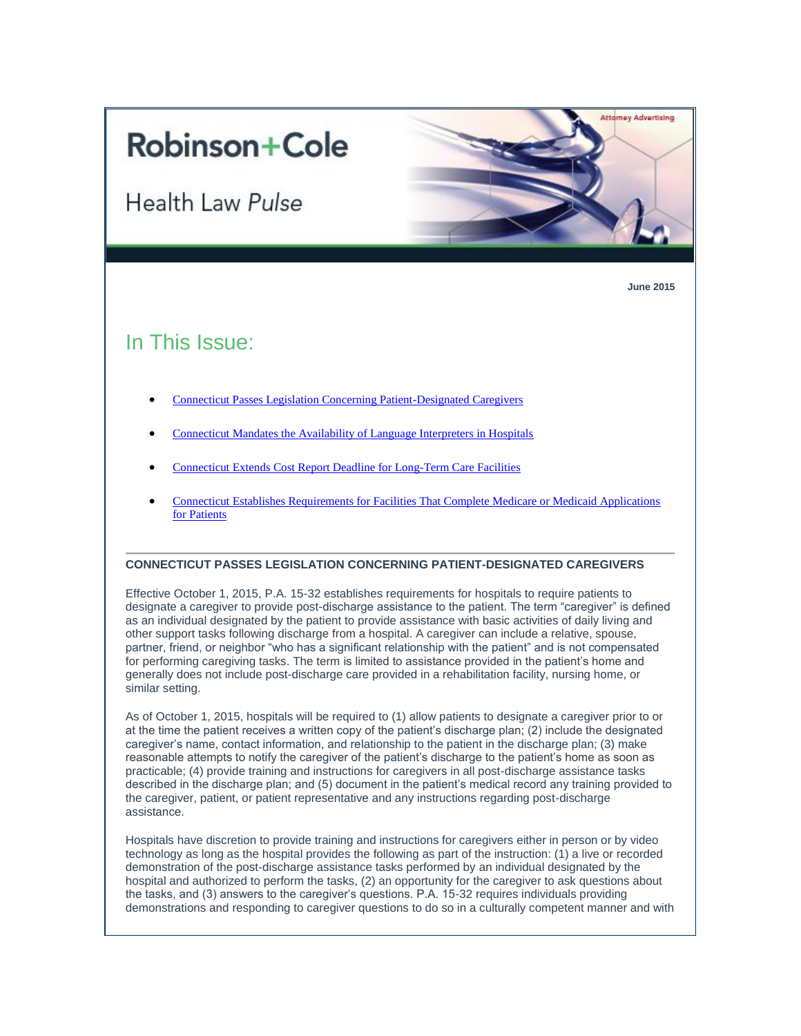Robinson+Cole

Health Law *Pulse*

Attorney Advertising

**June 2015**

## In This Issue:

- Connecticut Passes Legislation Concerning Patient-Designated Caregivers
- Connecticut Mandates the Availability of Language Interpreters in Hospitals
- Connecticut Extends Cost Report Deadline for Long-Term Care Facilities
- Connecticut Establishes Requirements for Facilities That Complete Medicare or Medicaid Applications for Patients

---

### CONNECTICUT PASSES LEGISLATION CONCERNING PATIENT-DESIGNATED CAREGIVERS

Effective October 1, 2015, P.A. 15-32 establishes requirements for hospitals to require patients to designate a caregiver to provide post-discharge assistance to the patient. The term "caregiver" is defined as an individual designated by the patient to provide assistance with basic activities of daily living and other support tasks following discharge from a hospital. A caregiver can include a relative, spouse, partner, friend, or neighbor "who has a significant relationship with the patient" and is not compensated for performing caregiving tasks. The term is limited to assistance provided in the patient's home and generally does not include post-discharge care provided in a rehabilitation facility, nursing home, or similar setting.

As of October 1, 2015, hospitals will be required to (1) allow patients to designate a caregiver prior to or at the time the patient receives a written copy of the patient's discharge plan; (2) include the designated caregiver's name, contact information, and relationship to the patient in the discharge plan; (3) make reasonable attempts to notify the caregiver of the patient's discharge to the patient's home as soon as practicable; (4) provide training and instructions for caregivers in all post-discharge assistance tasks described in the discharge plan; and (5) document in the patient's medical record any training provided to the caregiver, patient, or patient representative and any instructions regarding post-discharge assistance.

Hospitals have discretion to provide training and instructions for caregivers either in person or by video technology as long as the hospital provides the following as part of the instruction: (1) a live or recorded demonstration of the post-discharge assistance tasks performed by an individual designated by the hospital and authorized to perform the tasks, (2) an opportunity for the caregiver to ask questions about the tasks, and (3) answers to the caregiver's questions. P.A. 15-32 requires individuals providing demonstrations and responding to caregiver questions to do so in a culturally competent manner and with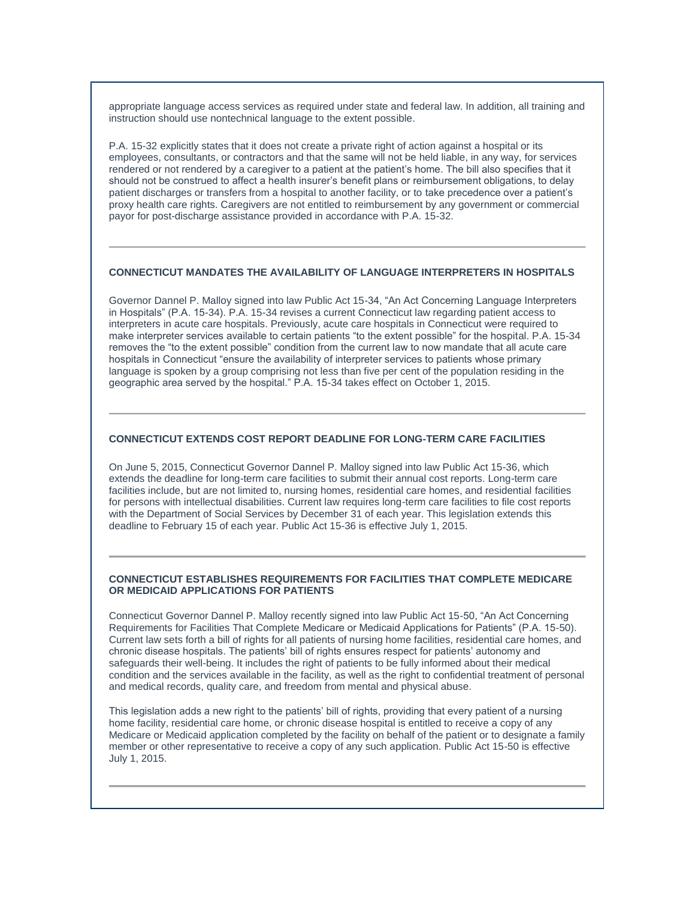appropriate language access services as required under state and federal law. In addition, all training and instruction should use nontechnical language to the extent possible.

P.A. 15-32 explicitly states that it does not create a private right of action against a hospital or its employees, consultants, or contractors and that the same will not be held liable, in any way, for services rendered or not rendered by a caregiver to a patient at the patient's home. The bill also specifies that it should not be construed to affect a health insurer's benefit plans or reimbursement obligations, to delay patient discharges or transfers from a hospital to another facility, or to take precedence over a patient's proxy health care rights. Caregivers are not entitled to reimbursement by any government or commercial payor for post-discharge assistance provided in accordance with P.A. 15-32.

---

### CONNECTICUT MANDATES THE AVAILABILITY OF LANGUAGE INTERPRETERS IN HOSPITALS

Governor Dannel P. Malloy signed into law Public Act 15-34, "An Act Concerning Language Interpreters in Hospitals" (P.A. 15-34). P.A. 15-34 revises a current Connecticut law regarding patient access to interpreters in acute care hospitals. Previously, acute care hospitals in Connecticut were required to make interpreter services available to certain patients "to the extent possible" for the hospital. P.A. 15-34 removes the "to the extent possible" condition from the current law to now mandate that all acute care hospitals in Connecticut "ensure the availability of interpreter services to patients whose primary language is spoken by a group comprising not less than five per cent of the population residing in the geographic area served by the hospital." P.A. 15-34 takes effect on October 1, 2015.

---

### CONNECTICUT EXTENDS COST REPORT DEADLINE FOR LONG-TERM CARE FACILITIES

On June 5, 2015, Connecticut Governor Dannel P. Malloy signed into law Public Act 15-36, which extends the deadline for long-term care facilities to submit their annual cost reports. Long-term care facilities include, but are not limited to, nursing homes, residential care homes, and residential facilities for persons with intellectual disabilities. Current law requires long-term care facilities to file cost reports with the Department of Social Services by December 31 of each year. This legislation extends this deadline to February 15 of each year. Public Act 15-36 is effective July 1, 2015.

---

### CONNECTICUT ESTABLISHES REQUIREMENTS FOR FACILITIES THAT COMPLETE MEDICARE OR MEDICAID APPLICATIONS FOR PATIENTS

Connecticut Governor Dannel P. Malloy recently signed into law Public Act 15-50, "An Act Concerning Requirements for Facilities That Complete Medicare or Medicaid Applications for Patients" (P.A. 15-50). Current law sets forth a bill of rights for all patients of nursing home facilities, residential care homes, and chronic disease hospitals. The patients' bill of rights ensures respect for patients' autonomy and safeguards their well-being. It includes the right of patients to be fully informed about their medical condition and the services available in the facility, as well as the right to confidential treatment of personal and medical records, quality care, and freedom from mental and physical abuse.

This legislation adds a new right to the patients' bill of rights, providing that every patient of a nursing home facility, residential care home, or chronic disease hospital is entitled to receive a copy of any Medicare or Medicaid application completed by the facility on behalf of the patient or to designate a family member or other representative to receive a copy of any such application. Public Act 15-50 is effective July 1, 2015.

---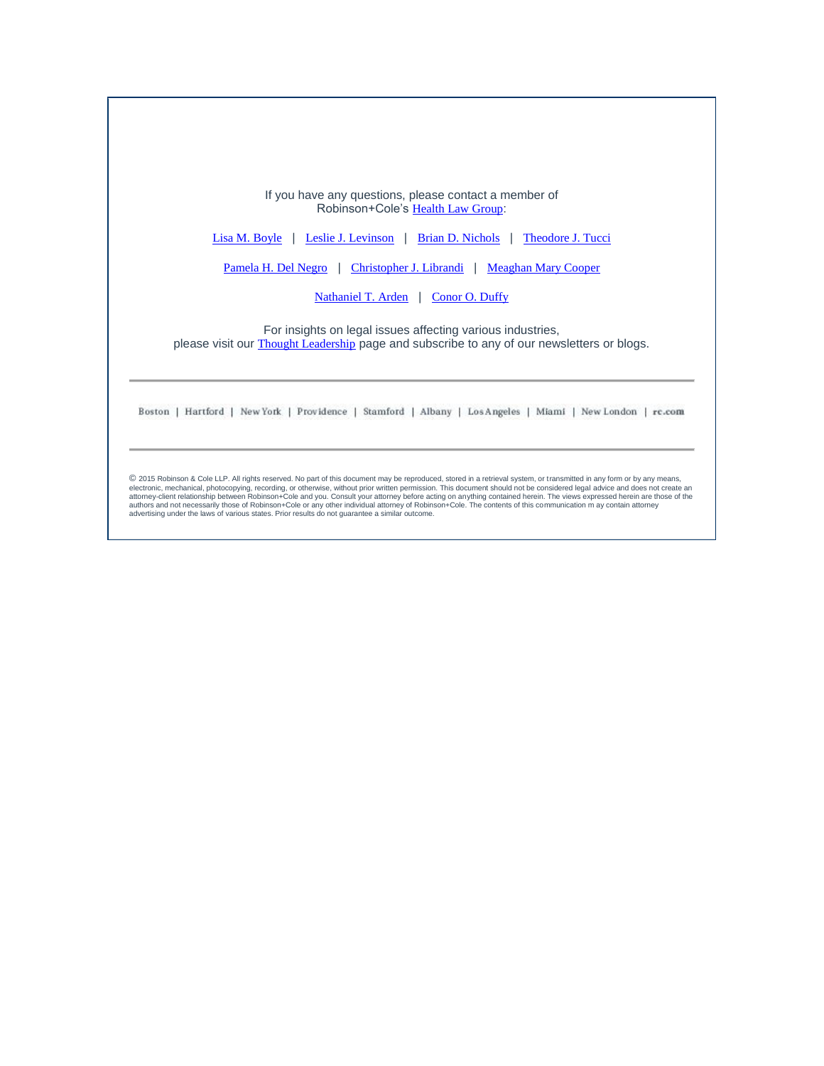If you have any questions, please contact a member of Robinson+Cole's Health Law Group:

Lisa M. Boyle | Leslie J. Levinson | Brian D. Nichols | Theodore J. Tucci

Pamela H. Del Negro | Christopher J. Librandi | Meaghan Mary Cooper

Nathaniel T. Arden | Conor O. Duffy

For insights on legal issues affecting various industries, please visit our Thought Leadership page and subscribe to any of our newsletters or blogs.

---

Boston | Hartford | New York | Providence | Stamford | Albany | Los Angeles | Miami | New London | rc.com

---

© 2015 Robinson & Cole LLP. All rights reserved. No part of this document may be reproduced, stored in a retrieval system, or transmitted in any form or by any means, electronic, mechanical, photocopying, recording, or otherwise, without prior written permission. This document should not be considered legal advice and does not create an attorney-client relationship between Robinson+Cole and you. Consult your attorney before acting on anything contained herein. The views expressed herein are those of the authors and not necessarily those of Robinson+Cole or any other individual attorney of Robinson+Cole. The contents of this communication m ay contain attorney advertising under the laws of various states. Prior results do not guarantee a similar outcome.